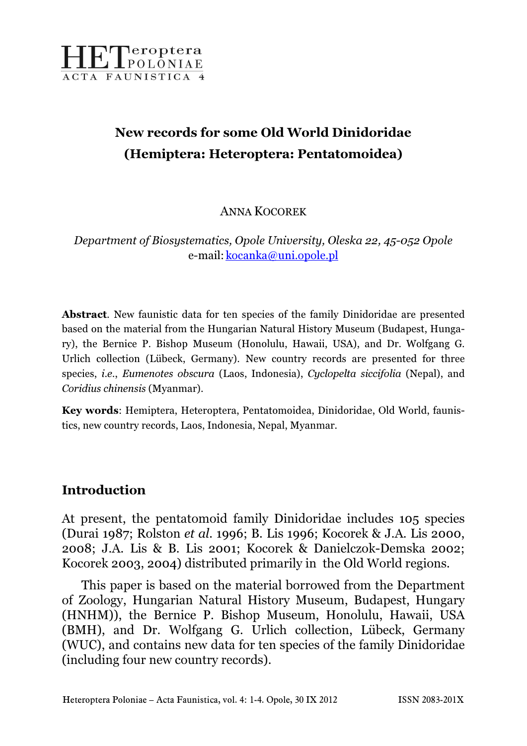# New records for some Old World Dinidoridae (Hemiptera: Heteroptera: Pentatomoidea)

ANNA KOCOREK

*Department of Biosystematics, Opole University, Oleska 22, 45-052 Opole*
e-mail: kocanka@uni.opole.pl

**Abstract**. New faunistic data for ten species of the family Dinidoridae are presented based on the material from the Hungarian Natural History Museum (Budapest, Hungary), the Bernice P. Bishop Museum (Honolulu, Hawaii, USA), and Dr. Wolfgang G. Urlich collection (Lübeck, Germany). New country records are presented for three species, *i.e.*, *Eumenotes obscura* (Laos, Indonesia), *Cyclopelta siccifolia* (Nepal), and *Coridius chinensis* (Myanmar).

**Key words**: Hemiptera, Heteroptera, Pentatomoidea, Dinidoridae, Old World, faunistics, new country records, Laos, Indonesia, Nepal, Myanmar.

## Introduction

At present, the pentatomoid family Dinidoridae includes 105 species (Durai 1987; Rolston *et al*. 1996; B. Lis 1996; Kocorek & J.A. Lis 2000, 2008; J.A. Lis & B. Lis 2001; Kocorek & Danielczok-Demska 2002; Kocorek 2003, 2004) distributed primarily in the Old World regions.

This paper is based on the material borrowed from the Department of Zoology, Hungarian Natural History Museum, Budapest, Hungary (HNHM)), the Bernice P. Bishop Museum, Honolulu, Hawaii, USA (BMH), and Dr. Wolfgang G. Urlich collection, Lübeck, Germany (WUC), and contains new data for ten species of the family Dinidoridae (including four new country records).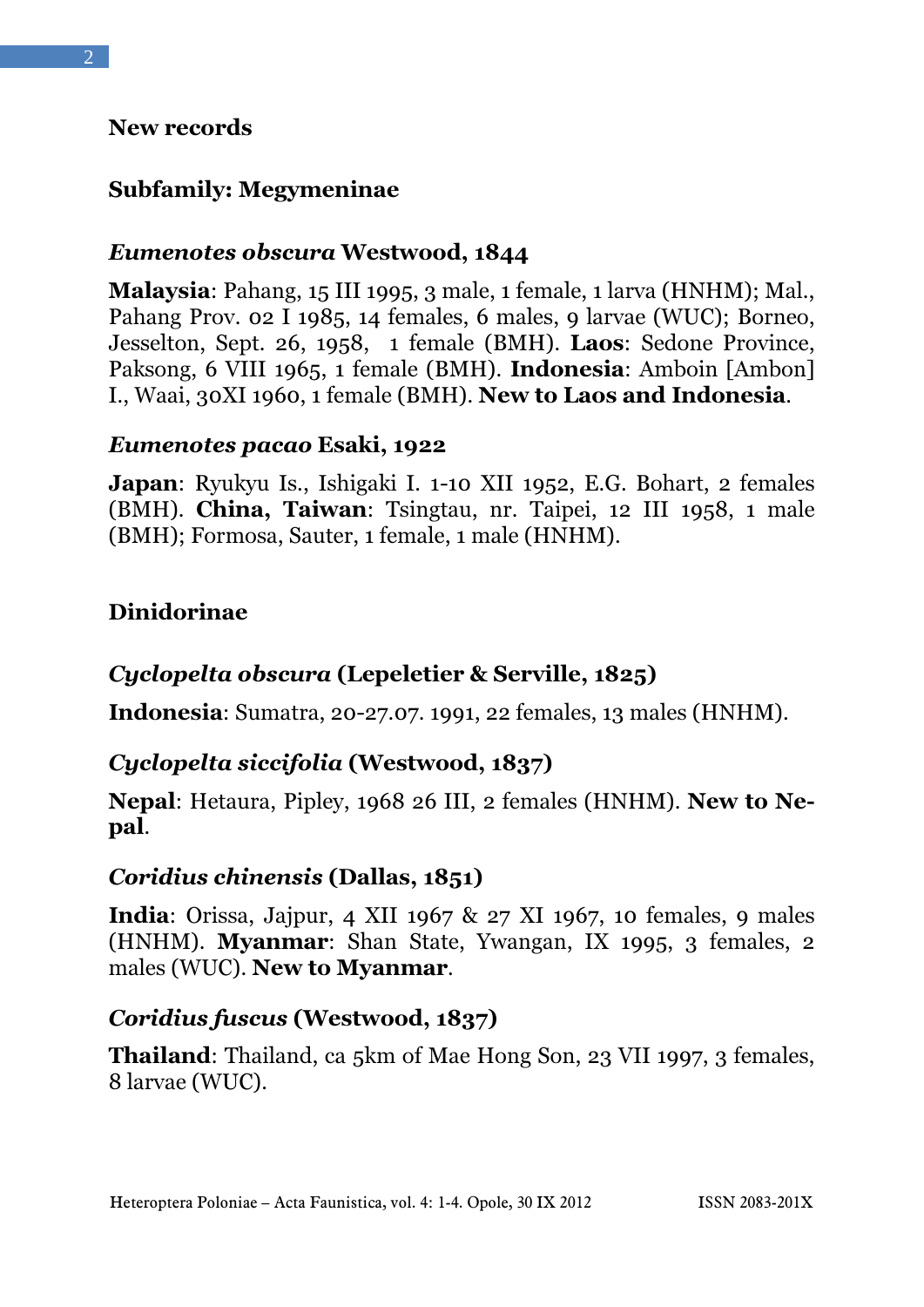## New records

### Subfamily: Megymeninae

#### *Eumenotes obscura* Westwood, 1844

**Malaysia**: Pahang, 15 III 1995, 3 male, 1 female, 1 larva (HNHM); Mal., Pahang Prov. 02 I 1985, 14 females, 6 males, 9 larvae (WUC); Borneo, Jesselton, Sept. 26, 1958, 1 female (BMH). **Laos**: Sedone Province, Paksong, 6 VIII 1965, 1 female (BMH). **Indonesia**: Amboin [Ambon] I., Waai, 30XI 1960, 1 female (BMH). **New to Laos and Indonesia**.

#### *Eumenotes pacao* Esaki, 1922

**Japan**: Ryukyu Is., Ishigaki I. 1-10 XII 1952, E.G. Bohart, 2 females (BMH). **China, Taiwan**: Tsingtau, nr. Taipei, 12 III 1958, 1 male (BMH); Formosa, Sauter, 1 female, 1 male (HNHM).

### Dinidorinae

#### *Cyclopelta obscura* (Lepeletier & Serville, 1825)

**Indonesia**: Sumatra, 20-27.07. 1991, 22 females, 13 males (HNHM).

#### *Cyclopelta siccifolia* (Westwood, 1837)

**Nepal**: Hetaura, Pipley, 1968 26 III, 2 females (HNHM). **New to Nepal**.

#### *Coridius chinensis* (Dallas, 1851)

**India**: Orissa, Jajpur, 4 XII 1967 & 27 XI 1967, 10 females, 9 males (HNHM). **Myanmar**: Shan State, Ywangan, IX 1995, 3 females, 2 males (WUC). **New to Myanmar**.

#### *Coridius fuscus* (Westwood, 1837)

**Thailand**: Thailand, ca 5km of Mae Hong Son, 23 VII 1997, 3 females, 8 larvae (WUC).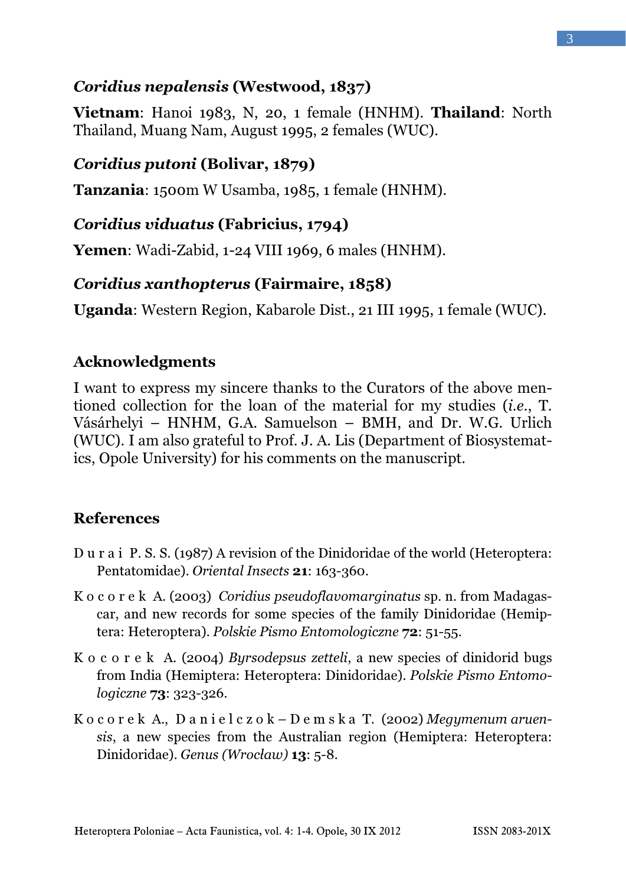### *Coridius nepalensis* (Westwood, 1837)

**Vietnam**: Hanoi 1983, N, 20, 1 female (HNHM). **Thailand**: North Thailand, Muang Nam, August 1995, 2 females (WUC).

### *Coridius putoni* (Bolivar, 1879)

**Tanzania**: 1500m W Usamba, 1985, 1 female (HNHM).

### *Coridius viduatus* (Fabricius, 1794)

**Yemen**: Wadi-Zabid, 1-24 VIII 1969, 6 males (HNHM).

### *Coridius xanthopterus* (Fairmaire, 1858)

**Uganda**: Western Region, Kabarole Dist., 21 III 1995, 1 female (WUC).

## Acknowledgments

I want to express my sincere thanks to the Curators of the above mentioned collection for the loan of the material for my studies (*i.e.*, T. Vásárhelyi – HNHM, G.A. Samuelson – BMH, and Dr. W.G. Urlich (WUC). I am also grateful to Prof. J. A. Lis (Department of Biosystematics, Opole University) for his comments on the manuscript.

## References

D u r a i P. S. S. (1987) A revision of the Dinidoridae of the world (Heteroptera: Pentatomidae). *Oriental Insects* **21**: 163-360.

K o c o r e k A. (2003) *Coridius pseudoflavomarginatus* sp. n. from Madagascar, and new records for some species of the family Dinidoridae (Hemiptera: Heteroptera). *Polskie Pismo Entomologiczne* **72**: 51-55.

K o c o r e k A. (2004) *Byrsodepsus zetteli*, a new species of dinidorid bugs from India (Hemiptera: Heteroptera: Dinidoridae). *Polskie Pismo Entomologiczne* **73**: 323-326.

K o c o r e k A., D a n i e l c z o k – D e m s k a T. (2002) *Megymenum aruensis*, a new species from the Australian region (Hemiptera: Heteroptera: Dinidoridae). *Genus (Wrocław)* **13**: 5-8.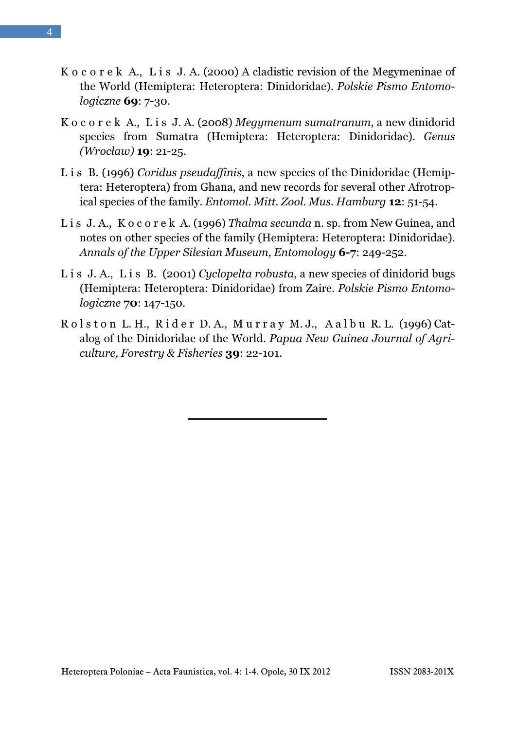Kocorek A., Lis J. A. (2000) A cladistic revision of the Megymeninae of the World (Hemiptera: Heteroptera: Dinidoridae). *Polskie Pismo Entomologiczne* **69**: 7-30.

Kocorek A., Lis J. A. (2008) *Megymenum sumatranum*, a new dinidorid species from Sumatra (Hemiptera: Heteroptera: Dinidoridae). *Genus (Wrocław)* **19**: 21-25.

Lis B. (1996) *Coridus pseudaffinis*, a new species of the Dinidoridae (Hemiptera: Heteroptera) from Ghana, and new records for several other Afrotropical species of the family. *Entomol. Mitt. Zool. Mus. Hamburg* **12**: 51-54.

Lis J. A., Kocorek A. (1996) *Thalma secunda* n. sp. from New Guinea, and notes on other species of the family (Hemiptera: Heteroptera: Dinidoridae). *Annals of the Upper Silesian Museum, Entomology* **6-7**: 249-252.

Lis J. A., Lis B. (2001) *Cyclopelta robusta*, a new species of dinidorid bugs (Hemiptera: Heteroptera: Dinidoridae) from Zaire. *Polskie Pismo Entomologiczne* **70**: 147-150.

Rolston L. H., Rider D. A., Murray M. J., Aalbu R. L. (1996) Catalog of the Dinidoridae of the World. *Papua New Guinea Journal of Agriculture, Forestry & Fisheries* **39**: 22-101.